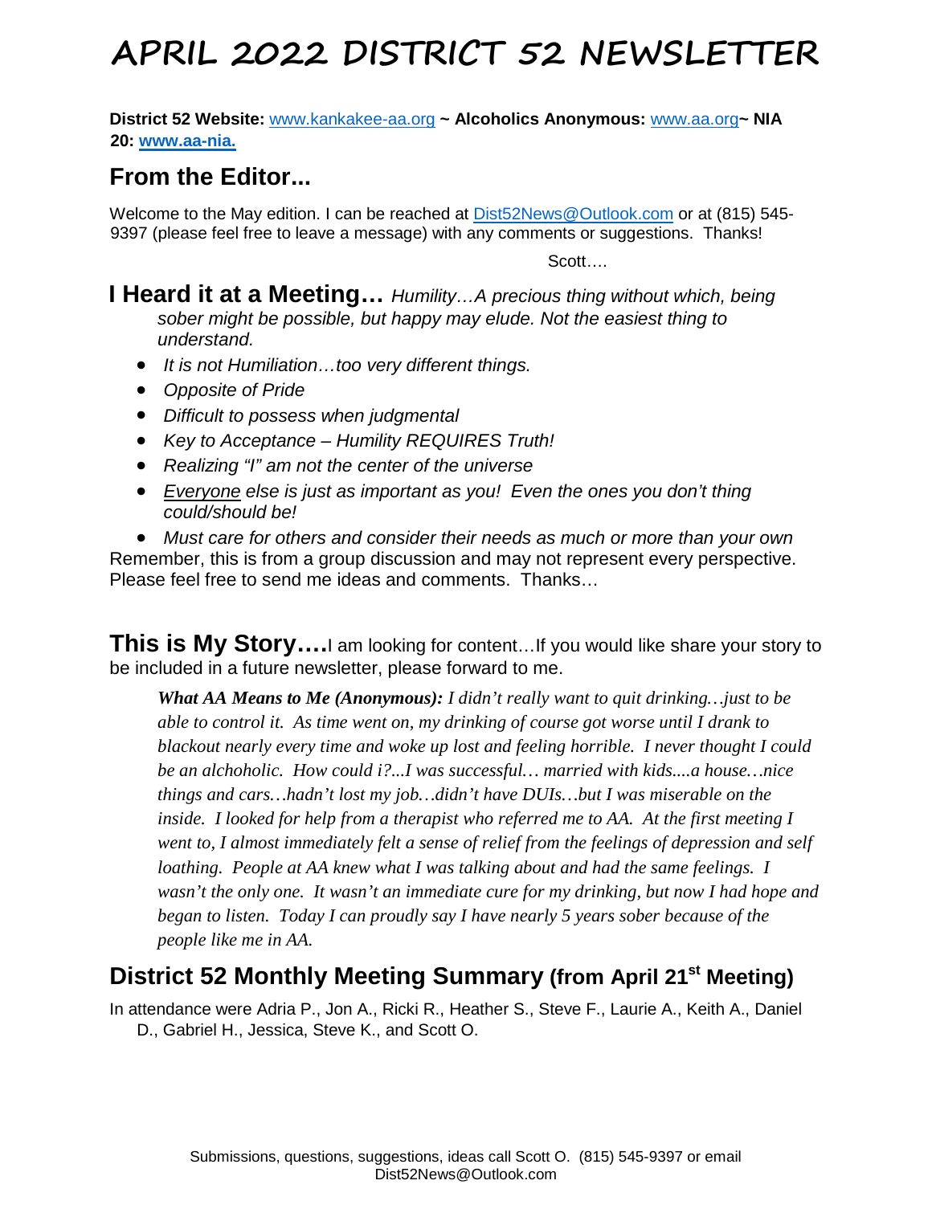# APRIL 2022 DISTRICT 52 NEWSLETTER

**District 52 Website:** www.kankakee-aa.org **~ Alcoholics Anonymous:** www.aa.org**~ NIA 20: www.aa-nia.**

## From the Editor...

Welcome to the May edition. I can be reached at Dist52News@Outlook.com or at (815) 545-9397 (please feel free to leave a message) with any comments or suggestions. Thanks!

Scott….

## I Heard it at a Meeting…

*Humility…A precious thing without which, being sober might be possible, but happy may elude. Not the easiest thing to understand.*

- *It is not Humiliation…too very different things.*
- *Opposite of Pride*
- *Difficult to possess when judgmental*
- *Key to Acceptance – Humility REQUIRES Truth!*
- *Realizing "I" am not the center of the universe*
- *Everyone else is just as important as you! Even the ones you don't thing could/should be!*
- *Must care for others and consider their needs as much or more than your own*

Remember, this is from a group discussion and may not represent every perspective. Please feel free to send me ideas and comments. Thanks…

## This is My Story….

I am looking for content…If you would like share your story to be included in a future newsletter, please forward to me.

> ***What AA Means to Me (Anonymous):*** *I didn't really want to quit drinking…just to be able to control it. As time went on, my drinking of course got worse until I drank to blackout nearly every time and woke up lost and feeling horrible. I never thought I could be an alchoholic. How could i?...I was successful… married with kids....a house…nice things and cars…hadn't lost my job…didn't have DUIs…but I was miserable on the inside. I looked for help from a therapist who referred me to AA. At the first meeting I went to, I almost immediately felt a sense of relief from the feelings of depression and self loathing. People at AA knew what I was talking about and had the same feelings. I wasn't the only one. It wasn't an immediate cure for my drinking, but now I had hope and began to listen. Today I can proudly say I have nearly 5 years sober because of the people like me in AA.*

## District 52 Monthly Meeting Summary (from April 21st Meeting)

In attendance were Adria P., Jon A., Ricki R., Heather S., Steve F., Laurie A., Keith A., Daniel D., Gabriel H., Jessica, Steve K., and Scott O.

Submissions, questions, suggestions, ideas call Scott O. (815) 545-9397 or email Dist52News@Outlook.com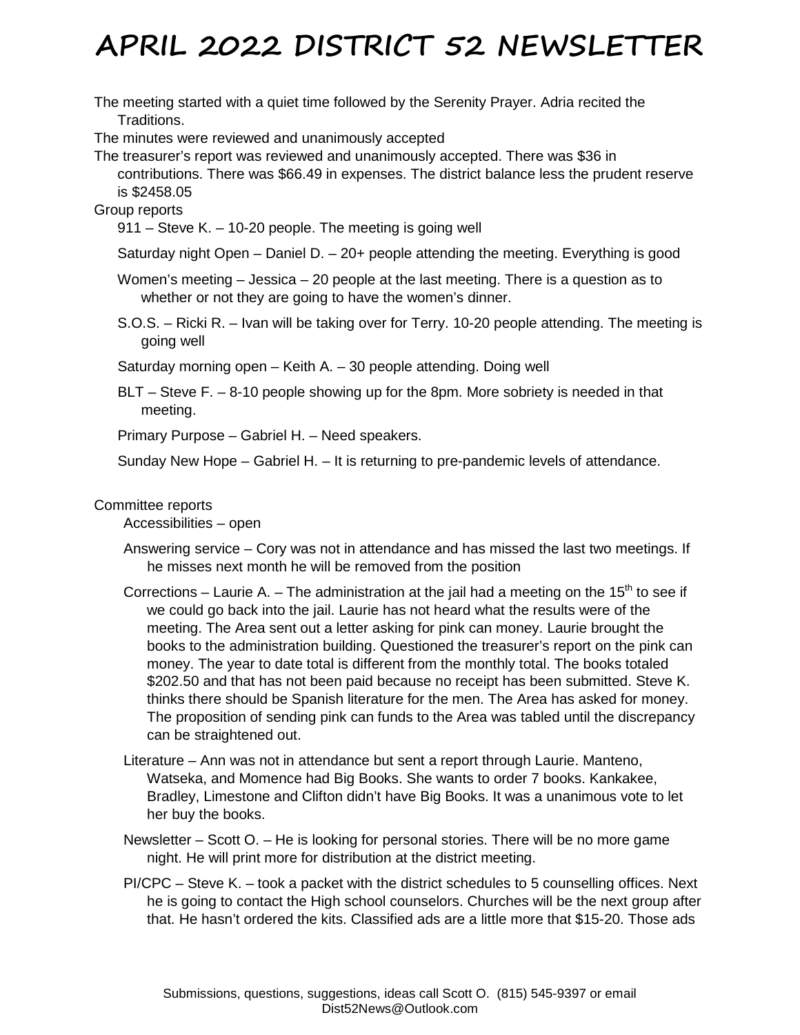// the page has no detected images; only its text is transcribed
# APRIL 2022 DISTRICT 52 NEWSLETTER

The meeting started with a quiet time followed by the Serenity Prayer. Adria recited the Traditions.

The minutes were reviewed and unanimously accepted

The treasurer's report was reviewed and unanimously accepted. There was $36 in contributions. There was $66.49 in expenses. The district balance less the prudent reserve is $2458.05

Group reports

- 911 – Steve K. – 10-20 people. The meeting is going well
- Saturday night Open – Daniel D. – 20+ people attending the meeting. Everything is good
- Women's meeting – Jessica – 20 people at the last meeting. There is a question as to whether or not they are going to have the women's dinner.
- S.O.S. – Ricki R. – Ivan will be taking over for Terry. 10-20 people attending. The meeting is going well
- Saturday morning open – Keith A. – 30 people attending. Doing well
- BLT – Steve F. – 8-10 people showing up for the 8pm. More sobriety is needed in that meeting.
- Primary Purpose – Gabriel H. – Need speakers.
- Sunday New Hope – Gabriel H. – It is returning to pre-pandemic levels of attendance.

Committee reports

- Accessibilities – open
- Answering service – Cory was not in attendance and has missed the last two meetings. If he misses next month he will be removed from the position
- Corrections – Laurie A. – The administration at the jail had a meeting on the 15th to see if we could go back into the jail. Laurie has not heard what the results were of the meeting. The Area sent out a letter asking for pink can money. Laurie brought the books to the administration building. Questioned the treasurer's report on the pink can money. The year to date total is different from the monthly total. The books totaled $202.50 and that has not been paid because no receipt has been submitted. Steve K. thinks there should be Spanish literature for the men. The Area has asked for money. The proposition of sending pink can funds to the Area was tabled until the discrepancy can be straightened out.
- Literature – Ann was not in attendance but sent a report through Laurie. Manteno, Watseka, and Momence had Big Books. She wants to order 7 books. Kankakee, Bradley, Limestone and Clifton didn't have Big Books. It was a unanimous vote to let her buy the books.
- Newsletter – Scott O. – He is looking for personal stories. There will be no more game night. He will print more for distribution at the district meeting.
- PI/CPC – Steve K. – took a packet with the district schedules to 5 counselling offices. Next he is going to contact the High school counselors. Churches will be the next group after that. He hasn't ordered the kits. Classified ads are a little more that $15-20. Those ads

Submissions, questions, suggestions, ideas call Scott O. (815) 545-9397 or email Dist52News@Outlook.com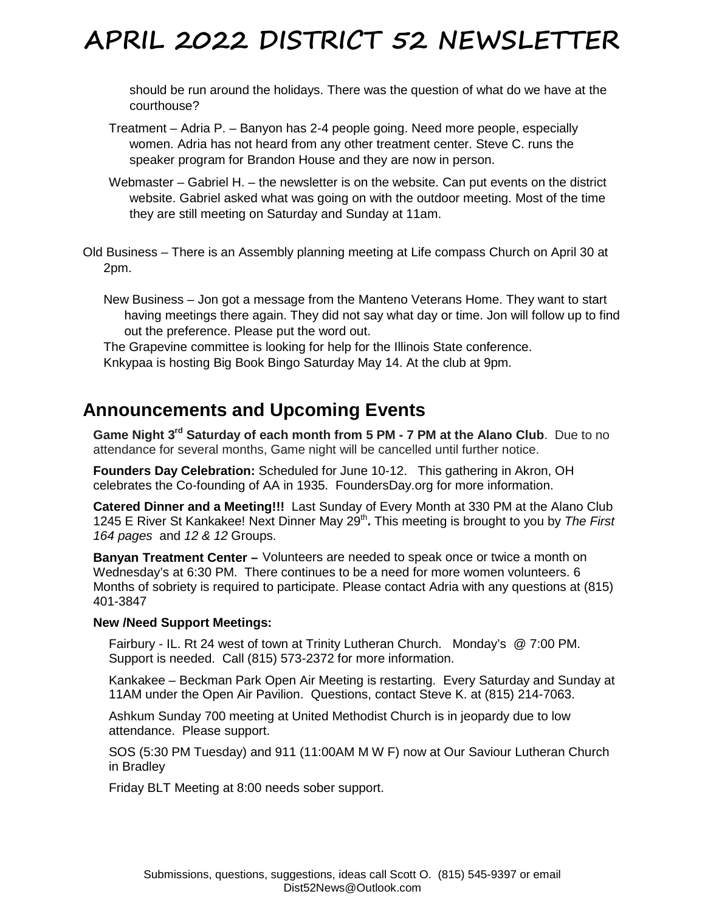should be run around the holidays. There was the question of what do we have at the courthouse?

Treatment – Adria P. – Banyon has 2-4 people going. Need more people, especially women. Adria has not heard from any other treatment center. Steve C. runs the speaker program for Brandon House and they are now in person.

Webmaster – Gabriel H. – the newsletter is on the website. Can put events on the district website. Gabriel asked what was going on with the outdoor meeting. Most of the time they are still meeting on Saturday and Sunday at 11am.

Old Business – There is an Assembly planning meeting at Life compass Church on April 30 at 2pm.

New Business – Jon got a message from the Manteno Veterans Home. They want to start having meetings there again. They did not say what day or time. Jon will follow up to find out the preference. Please put the word out.

The Grapevine committee is looking for help for the Illinois State conference.

Knkypaa is hosting Big Book Bingo Saturday May 14. At the club at 9pm.

## Announcements and Upcoming Events

**Game Night 3rd Saturday of each month from 5 PM - 7 PM at the Alano Club**. Due to no attendance for several months, Game night will be cancelled until further notice.

**Founders Day Celebration:** Scheduled for June 10-12. This gathering in Akron, OH celebrates the Co-founding of AA in 1935. FoundersDay.org for more information.

**Catered Dinner and a Meeting!!!** Last Sunday of Every Month at 330 PM at the Alano Club 1245 E River St Kankakee! Next Dinner May 29th**.** This meeting is brought to you by *The First 164 pages* and *12 & 12* Groups.

**Banyan Treatment Center –** Volunteers are needed to speak once or twice a month on Wednesday's at 6:30 PM. There continues to be a need for more women volunteers. 6 Months of sobriety is required to participate. Please contact Adria with any questions at (815) 401-3847

**New /Need Support Meetings:**

Fairbury - IL. Rt 24 west of town at Trinity Lutheran Church. Monday's @ 7:00 PM. Support is needed. Call (815) 573-2372 for more information.

Kankakee – Beckman Park Open Air Meeting is restarting. Every Saturday and Sunday at 11AM under the Open Air Pavilion. Questions, contact Steve K. at (815) 214-7063.

Ashkum Sunday 700 meeting at United Methodist Church is in jeopardy due to low attendance. Please support.

SOS (5:30 PM Tuesday) and 911 (11:00AM M W F) now at Our Saviour Lutheran Church in Bradley

Friday BLT Meeting at 8:00 needs sober support.

Submissions, questions, suggestions, ideas call Scott O. (815) 545-9397 or email Dist52News@Outlook.com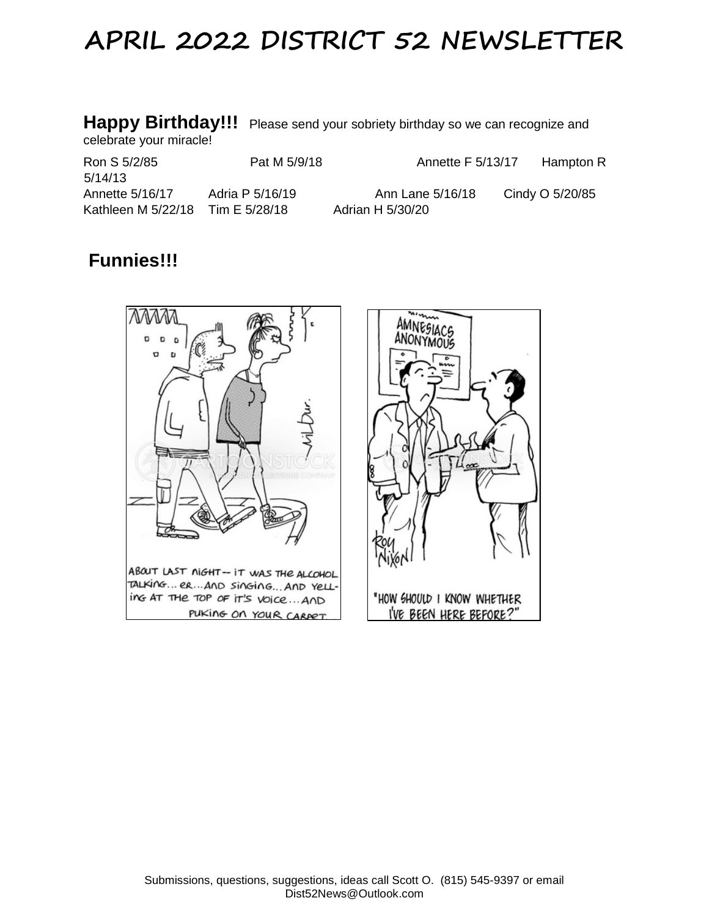## **Happy Birthday!!!** Please send your sobriety birthday so we can recognize and celebrate your miracle!

Ron S 5/2/85 Pat M 5/9/18 Annette F 5/13/17 Hampton R 5/14/13
Annette 5/16/17 Adria P 5/16/19 Ann Lane 5/16/18 Cindy O 5/20/85
Kathleen M 5/22/18 Tim E 5/28/18 Adrian H 5/30/20

## **Funnies!!!**

ABOUT LAST NIGHT -- IT WAS THE ALCOHOL TALKING... ER...AND SINGING...AND YELLING AT THE TOP OF IT'S VOICE...AND PUKING ON YOUR CARPET.

"HOW SHOULD I KNOW WHETHER I'VE BEEN HERE BEFORE?"